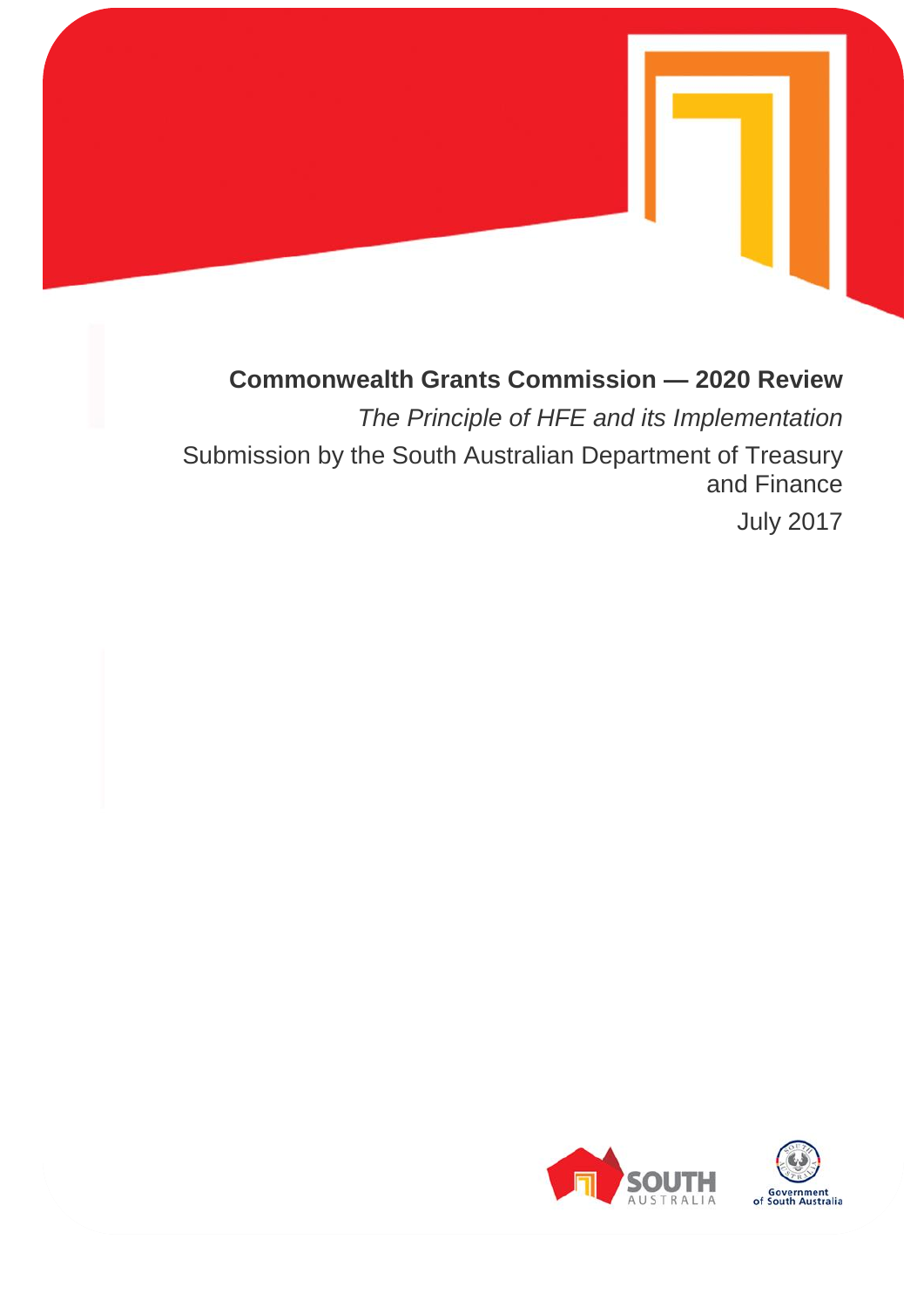**Commonwealth Grants Commission — 2020 Review**

*The Principle of HFE and its Implementation*

Submission by the South Australian Department of Treasury and Finance

July 2017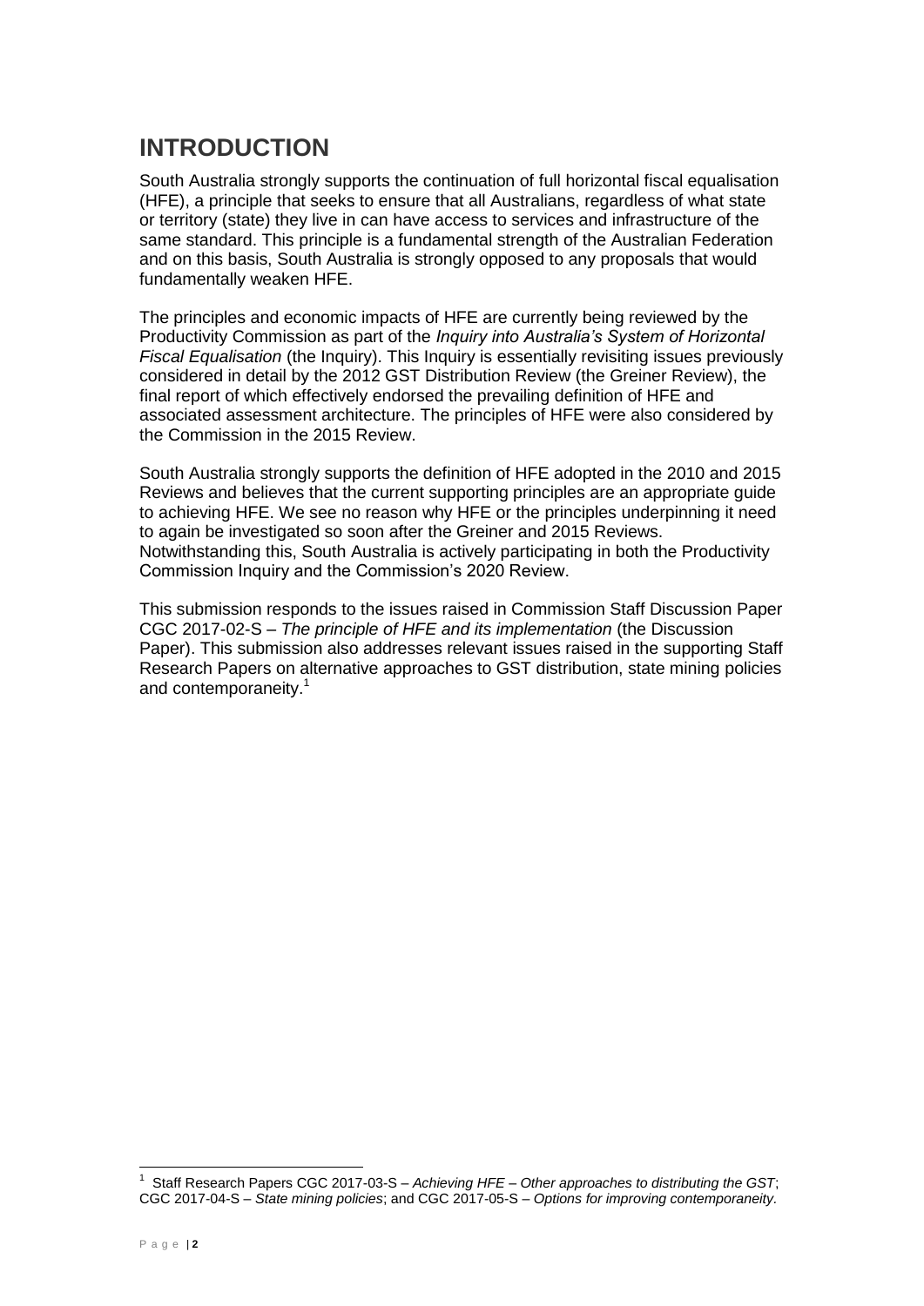# INTRODUCTION

South Australia strongly supports the continuation of full horizontal fiscal equalisation (HFE), a principle that seeks to ensure that all Australians, regardless of what state or territory (state) they live in can have access to services and infrastructure of the same standard. This principle is a fundamental strength of the Australian Federation and on this basis, South Australia is strongly opposed to any proposals that would fundamentally weaken HFE.

The principles and economic impacts of HFE are currently being reviewed by the Productivity Commission as part of the *Inquiry into Australia's System of Horizontal Fiscal Equalisation* (the Inquiry). This Inquiry is essentially revisiting issues previously considered in detail by the 2012 GST Distribution Review (the Greiner Review), the final report of which effectively endorsed the prevailing definition of HFE and associated assessment architecture. The principles of HFE were also considered by the Commission in the 2015 Review.

South Australia strongly supports the definition of HFE adopted in the 2010 and 2015 Reviews and believes that the current supporting principles are an appropriate guide to achieving HFE. We see no reason why HFE or the principles underpinning it need to again be investigated so soon after the Greiner and 2015 Reviews. Notwithstanding this, South Australia is actively participating in both the Productivity Commission Inquiry and the Commission's 2020 Review.

This submission responds to the issues raised in Commission Staff Discussion Paper CGC 2017-02-S – *The principle of HFE and its implementation* (the Discussion Paper). This submission also addresses relevant issues raised in the supporting Staff Research Papers on alternative approaches to GST distribution, state mining policies and contemporaneity.[1]

[1] Staff Research Papers CGC 2017-03-S – *Achieving HFE – Other approaches to distributing the GST*; CGC 2017-04-S – *State mining policies*; and CGC 2017-05-S – *Options for improving contemporaneity*.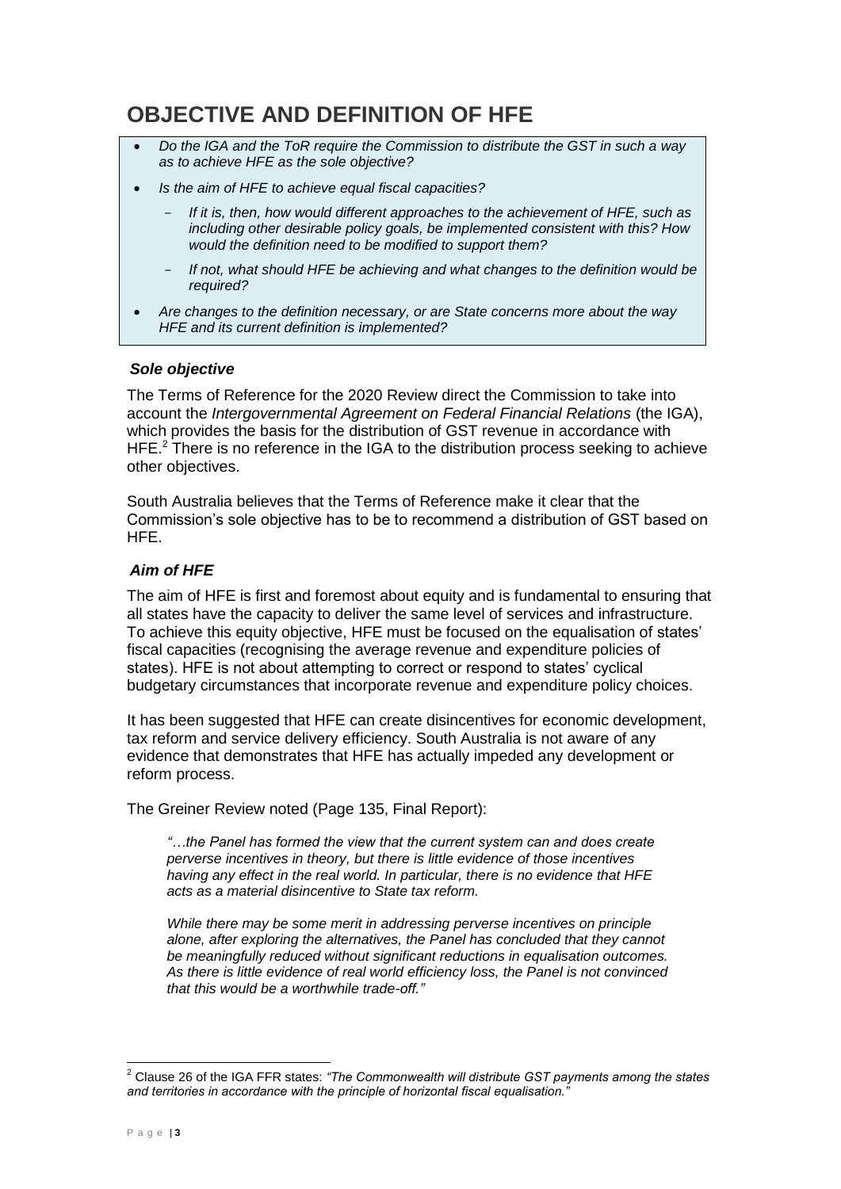# OBJECTIVE AND DEFINITION OF HFE

- *Do the IGA and the ToR require the Commission to distribute the GST in such a way as to achieve HFE as the sole objective?*
- *Is the aim of HFE to achieve equal fiscal capacities?*
  - *If it is, then, how would different approaches to the achievement of HFE, such as including other desirable policy goals, be implemented consistent with this? How would the definition need to be modified to support them?*
  - *If not, what should HFE be achieving and what changes to the definition would be required?*
- *Are changes to the definition necessary, or are State concerns more about the way HFE and its current definition is implemented?*

### *Sole objective*

The Terms of Reference for the 2020 Review direct the Commission to take into account the *Intergovernmental Agreement on Federal Financial Relations* (the IGA), which provides the basis for the distribution of GST revenue in accordance with HFE.[2] There is no reference in the IGA to the distribution process seeking to achieve other objectives.

South Australia believes that the Terms of Reference make it clear that the Commission's sole objective has to be to recommend a distribution of GST based on HFE.

### *Aim of HFE*

The aim of HFE is first and foremost about equity and is fundamental to ensuring that all states have the capacity to deliver the same level of services and infrastructure. To achieve this equity objective, HFE must be focused on the equalisation of states' fiscal capacities (recognising the average revenue and expenditure policies of states). HFE is not about attempting to correct or respond to states' cyclical budgetary circumstances that incorporate revenue and expenditure policy choices.

It has been suggested that HFE can create disincentives for economic development, tax reform and service delivery efficiency. South Australia is not aware of any evidence that demonstrates that HFE has actually impeded any development or reform process.

The Greiner Review noted (Page 135, Final Report):

> *"…the Panel has formed the view that the current system can and does create perverse incentives in theory, but there is little evidence of those incentives having any effect in the real world. In particular, there is no evidence that HFE acts as a material disincentive to State tax reform.*
>
> *While there may be some merit in addressing perverse incentives on principle alone, after exploring the alternatives, the Panel has concluded that they cannot be meaningfully reduced without significant reductions in equalisation outcomes. As there is little evidence of real world efficiency loss, the Panel is not convinced that this would be a worthwhile trade-off."*

---

[2] Clause 26 of the IGA FFR states: *"The Commonwealth will distribute GST payments among the states and territories in accordance with the principle of horizontal fiscal equalisation."*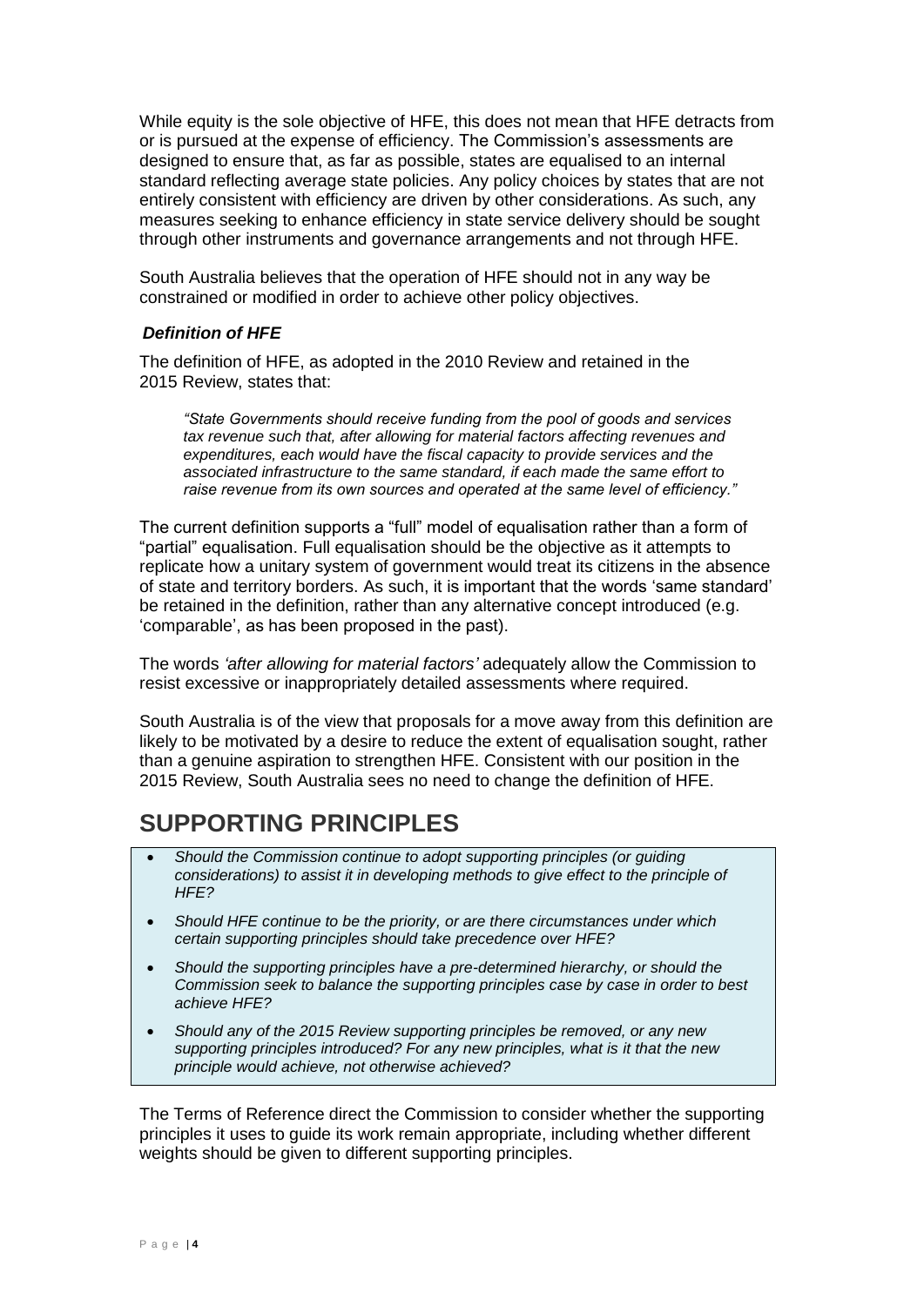While equity is the sole objective of HFE, this does not mean that HFE detracts from or is pursued at the expense of efficiency. The Commission's assessments are designed to ensure that, as far as possible, states are equalised to an internal standard reflecting average state policies. Any policy choices by states that are not entirely consistent with efficiency are driven by other considerations. As such, any measures seeking to enhance efficiency in state service delivery should be sought through other instruments and governance arrangements and not through HFE.

South Australia believes that the operation of HFE should not in any way be constrained or modified in order to achieve other policy objectives.

### *Definition of HFE*

The definition of HFE, as adopted in the 2010 Review and retained in the 2015 Review, states that:

> *"State Governments should receive funding from the pool of goods and services tax revenue such that, after allowing for material factors affecting revenues and expenditures, each would have the fiscal capacity to provide services and the associated infrastructure to the same standard, if each made the same effort to raise revenue from its own sources and operated at the same level of efficiency."*

The current definition supports a "full" model of equalisation rather than a form of "partial" equalisation. Full equalisation should be the objective as it attempts to replicate how a unitary system of government would treat its citizens in the absence of state and territory borders. As such, it is important that the words 'same standard' be retained in the definition, rather than any alternative concept introduced (e.g. 'comparable', as has been proposed in the past).

The words *'after allowing for material factors'* adequately allow the Commission to resist excessive or inappropriately detailed assessments where required.

South Australia is of the view that proposals for a move away from this definition are likely to be motivated by a desire to reduce the extent of equalisation sought, rather than a genuine aspiration to strengthen HFE. Consistent with our position in the 2015 Review, South Australia sees no need to change the definition of HFE.

## SUPPORTING PRINCIPLES

- *Should the Commission continue to adopt supporting principles (or guiding considerations) to assist it in developing methods to give effect to the principle of HFE?*
- *Should HFE continue to be the priority, or are there circumstances under which certain supporting principles should take precedence over HFE?*
- *Should the supporting principles have a pre-determined hierarchy, or should the Commission seek to balance the supporting principles case by case in order to best achieve HFE?*
- *Should any of the 2015 Review supporting principles be removed, or any new supporting principles introduced? For any new principles, what is it that the new principle would achieve, not otherwise achieved?*

The Terms of Reference direct the Commission to consider whether the supporting principles it uses to guide its work remain appropriate, including whether different weights should be given to different supporting principles.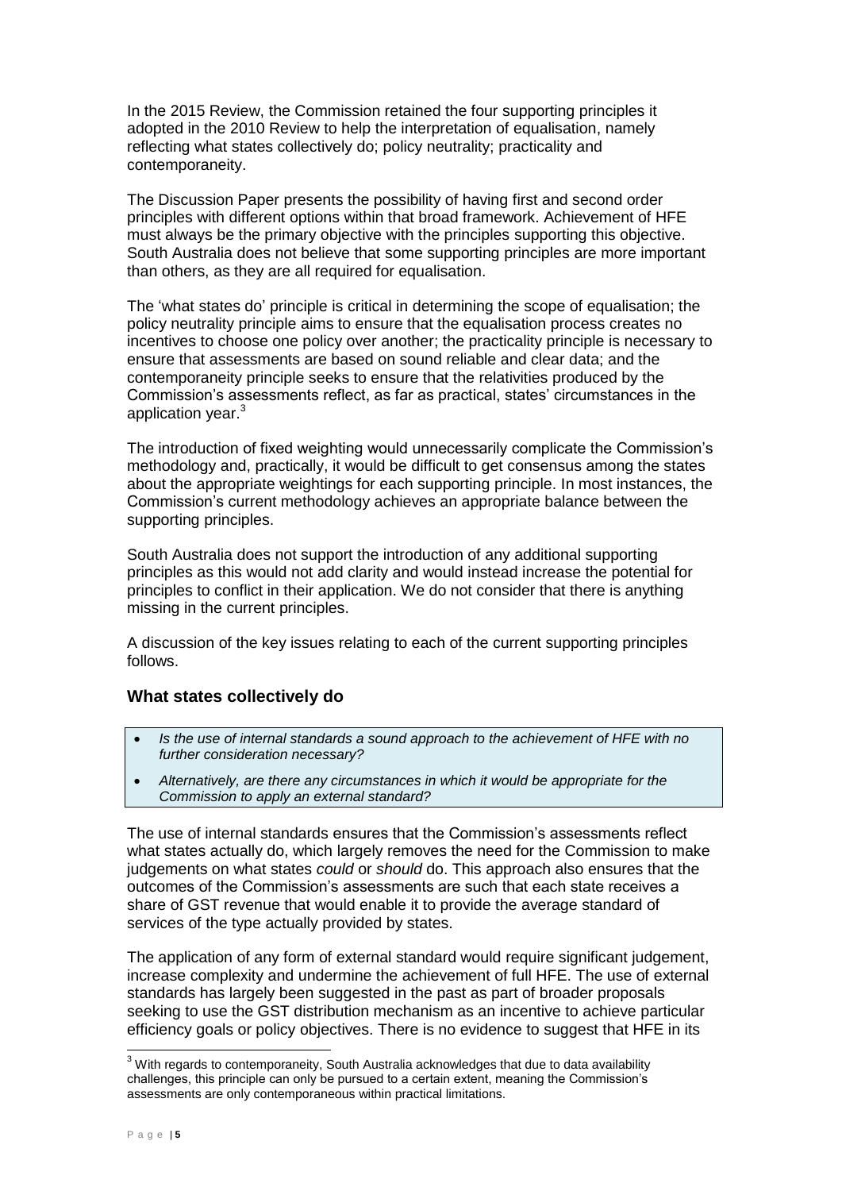In the 2015 Review, the Commission retained the four supporting principles it adopted in the 2010 Review to help the interpretation of equalisation, namely reflecting what states collectively do; policy neutrality; practicality and contemporaneity.

The Discussion Paper presents the possibility of having first and second order principles with different options within that broad framework. Achievement of HFE must always be the primary objective with the principles supporting this objective. South Australia does not believe that some supporting principles are more important than others, as they are all required for equalisation.

The 'what states do' principle is critical in determining the scope of equalisation; the policy neutrality principle aims to ensure that the equalisation process creates no incentives to choose one policy over another; the practicality principle is necessary to ensure that assessments are based on sound reliable and clear data; and the contemporaneity principle seeks to ensure that the relativities produced by the Commission's assessments reflect, as far as practical, states' circumstances in the application year.[3]

The introduction of fixed weighting would unnecessarily complicate the Commission's methodology and, practically, it would be difficult to get consensus among the states about the appropriate weightings for each supporting principle. In most instances, the Commission's current methodology achieves an appropriate balance between the supporting principles.

South Australia does not support the introduction of any additional supporting principles as this would not add clarity and would instead increase the potential for principles to conflict in their application. We do not consider that there is anything missing in the current principles.

A discussion of the key issues relating to each of the current supporting principles follows.

### What states collectively do

- *Is the use of internal standards a sound approach to the achievement of HFE with no further consideration necessary?*
- *Alternatively, are there any circumstances in which it would be appropriate for the Commission to apply an external standard?*

The use of internal standards ensures that the Commission's assessments reflect what states actually do, which largely removes the need for the Commission to make judgements on what states *could* or *should* do. This approach also ensures that the outcomes of the Commission's assessments are such that each state receives a share of GST revenue that would enable it to provide the average standard of services of the type actually provided by states.

The application of any form of external standard would require significant judgement, increase complexity and undermine the achievement of full HFE. The use of external standards has largely been suggested in the past as part of broader proposals seeking to use the GST distribution mechanism as an incentive to achieve particular efficiency goals or policy objectives. There is no evidence to suggest that HFE in its

[3] With regards to contemporaneity, South Australia acknowledges that due to data availability challenges, this principle can only be pursued to a certain extent, meaning the Commission's assessments are only contemporaneous within practical limitations.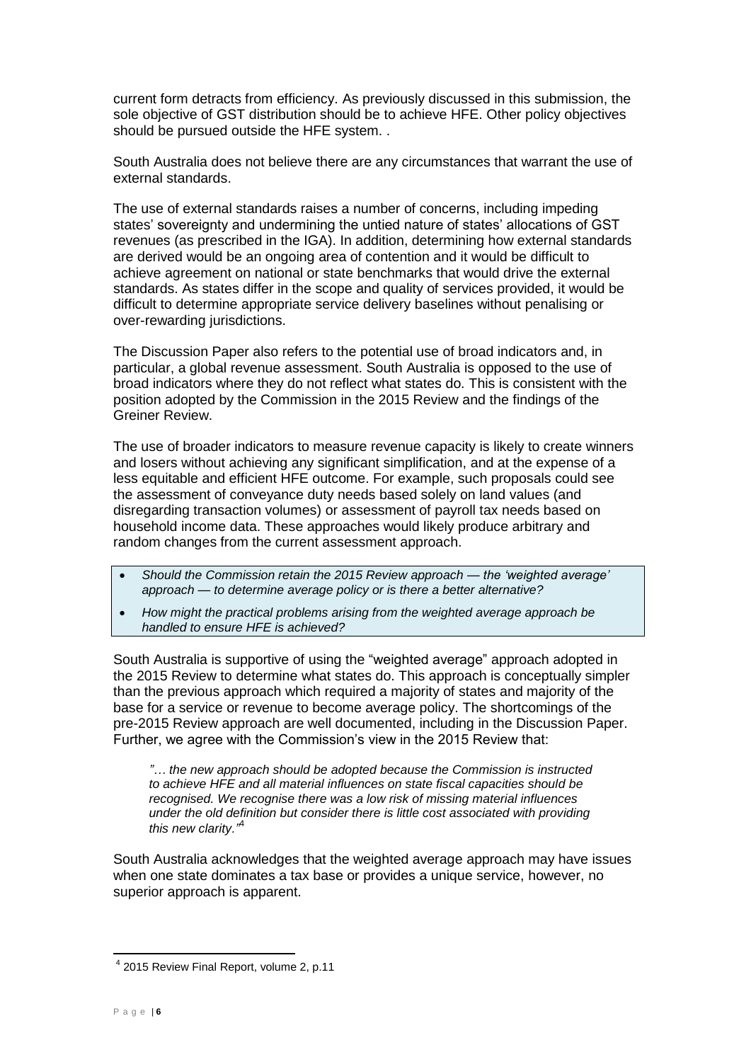current form detracts from efficiency. As previously discussed in this submission, the sole objective of GST distribution should be to achieve HFE. Other policy objectives should be pursued outside the HFE system. .

South Australia does not believe there are any circumstances that warrant the use of external standards.

The use of external standards raises a number of concerns, including impeding states' sovereignty and undermining the untied nature of states' allocations of GST revenues (as prescribed in the IGA). In addition, determining how external standards are derived would be an ongoing area of contention and it would be difficult to achieve agreement on national or state benchmarks that would drive the external standards. As states differ in the scope and quality of services provided, it would be difficult to determine appropriate service delivery baselines without penalising or over-rewarding jurisdictions.

The Discussion Paper also refers to the potential use of broad indicators and, in particular, a global revenue assessment. South Australia is opposed to the use of broad indicators where they do not reflect what states do. This is consistent with the position adopted by the Commission in the 2015 Review and the findings of the Greiner Review.

The use of broader indicators to measure revenue capacity is likely to create winners and losers without achieving any significant simplification, and at the expense of a less equitable and efficient HFE outcome. For example, such proposals could see the assessment of conveyance duty needs based solely on land values (and disregarding transaction volumes) or assessment of payroll tax needs based on household income data. These approaches would likely produce arbitrary and random changes from the current assessment approach.

- *Should the Commission retain the 2015 Review approach — the 'weighted average' approach — to determine average policy or is there a better alternative?*
- *How might the practical problems arising from the weighted average approach be handled to ensure HFE is achieved?*

South Australia is supportive of using the "weighted average" approach adopted in the 2015 Review to determine what states do. This approach is conceptually simpler than the previous approach which required a majority of states and majority of the base for a service or revenue to become average policy. The shortcomings of the pre-2015 Review approach are well documented, including in the Discussion Paper. Further, we agree with the Commission's view in the 2015 Review that:

> *"… the new approach should be adopted because the Commission is instructed to achieve HFE and all material influences on state fiscal capacities should be recognised. We recognise there was a low risk of missing material influences under the old definition but consider there is little cost associated with providing this new clarity."*[4]

South Australia acknowledges that the weighted average approach may have issues when one state dominates a tax base or provides a unique service, however, no superior approach is apparent.

---

[4] 2015 Review Final Report, volume 2, p.11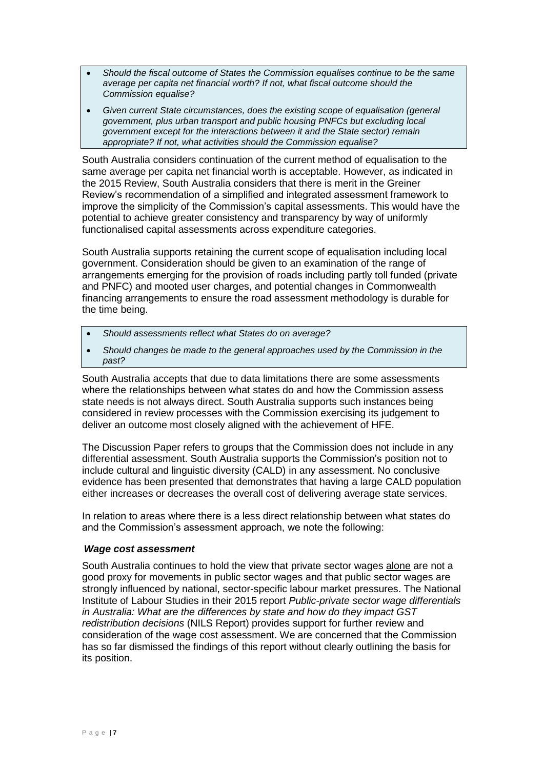- *Should the fiscal outcome of States the Commission equalises continue to be the same average per capita net financial worth? If not, what fiscal outcome should the Commission equalise?*
- *Given current State circumstances, does the existing scope of equalisation (general government, plus urban transport and public housing PNFCs but excluding local government except for the interactions between it and the State sector) remain appropriate? If not, what activities should the Commission equalise?*

South Australia considers continuation of the current method of equalisation to the same average per capita net financial worth is acceptable. However, as indicated in the 2015 Review, South Australia considers that there is merit in the Greiner Review's recommendation of a simplified and integrated assessment framework to improve the simplicity of the Commission's capital assessments. This would have the potential to achieve greater consistency and transparency by way of uniformly functionalised capital assessments across expenditure categories.

South Australia supports retaining the current scope of equalisation including local government. Consideration should be given to an examination of the range of arrangements emerging for the provision of roads including partly toll funded (private and PNFC) and mooted user charges, and potential changes in Commonwealth financing arrangements to ensure the road assessment methodology is durable for the time being.

- *Should assessments reflect what States do on average?*
- *Should changes be made to the general approaches used by the Commission in the past?*

South Australia accepts that due to data limitations there are some assessments where the relationships between what states do and how the Commission assess state needs is not always direct. South Australia supports such instances being considered in review processes with the Commission exercising its judgement to deliver an outcome most closely aligned with the achievement of HFE.

The Discussion Paper refers to groups that the Commission does not include in any differential assessment. South Australia supports the Commission's position not to include cultural and linguistic diversity (CALD) in any assessment. No conclusive evidence has been presented that demonstrates that having a large CALD population either increases or decreases the overall cost of delivering average state services.

In relation to areas where there is a less direct relationship between what states do and the Commission's assessment approach, we note the following:

### *Wage cost assessment*

South Australia continues to hold the view that private sector wages alone are not a good proxy for movements in public sector wages and that public sector wages are strongly influenced by national, sector-specific labour market pressures. The National Institute of Labour Studies in their 2015 report *Public-private sector wage differentials in Australia: What are the differences by state and how do they impact GST redistribution decisions* (NILS Report) provides support for further review and consideration of the wage cost assessment. We are concerned that the Commission has so far dismissed the findings of this report without clearly outlining the basis for its position.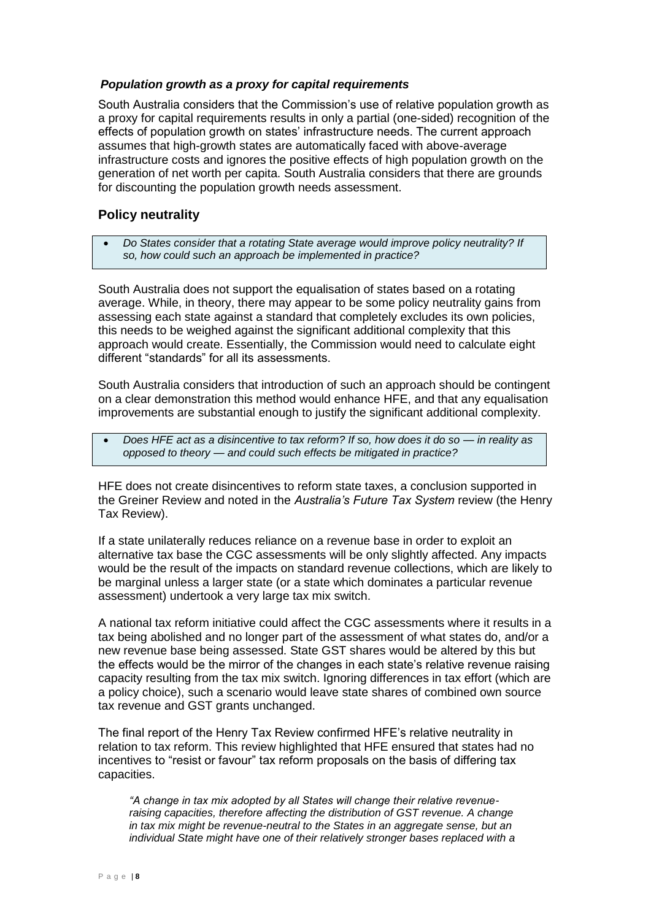### *Population growth as a proxy for capital requirements*

South Australia considers that the Commission's use of relative population growth as a proxy for capital requirements results in only a partial (one-sided) recognition of the effects of population growth on states' infrastructure needs. The current approach assumes that high-growth states are automatically faced with above-average infrastructure costs and ignores the positive effects of high population growth on the generation of net worth per capita. South Australia considers that there are grounds for discounting the population growth needs assessment.

## Policy neutrality

- *Do States consider that a rotating State average would improve policy neutrality? If so, how could such an approach be implemented in practice?*

South Australia does not support the equalisation of states based on a rotating average. While, in theory, there may appear to be some policy neutrality gains from assessing each state against a standard that completely excludes its own policies, this needs to be weighed against the significant additional complexity that this approach would create. Essentially, the Commission would need to calculate eight different "standards" for all its assessments.

South Australia considers that introduction of such an approach should be contingent on a clear demonstration this method would enhance HFE, and that any equalisation improvements are substantial enough to justify the significant additional complexity.

- *Does HFE act as a disincentive to tax reform? If so, how does it do so — in reality as opposed to theory — and could such effects be mitigated in practice?*

HFE does not create disincentives to reform state taxes, a conclusion supported in the Greiner Review and noted in the *Australia's Future Tax System* review (the Henry Tax Review).

If a state unilaterally reduces reliance on a revenue base in order to exploit an alternative tax base the CGC assessments will be only slightly affected. Any impacts would be the result of the impacts on standard revenue collections, which are likely to be marginal unless a larger state (or a state which dominates a particular revenue assessment) undertook a very large tax mix switch.

A national tax reform initiative could affect the CGC assessments where it results in a tax being abolished and no longer part of the assessment of what states do, and/or a new revenue base being assessed. State GST shares would be altered by this but the effects would be the mirror of the changes in each state's relative revenue raising capacity resulting from the tax mix switch. Ignoring differences in tax effort (which are a policy choice), such a scenario would leave state shares of combined own source tax revenue and GST grants unchanged.

The final report of the Henry Tax Review confirmed HFE's relative neutrality in relation to tax reform. This review highlighted that HFE ensured that states had no incentives to "resist or favour" tax reform proposals on the basis of differing tax capacities.

> *"A change in tax mix adopted by all States will change their relative revenue-raising capacities, therefore affecting the distribution of GST revenue. A change in tax mix might be revenue-neutral to the States in an aggregate sense, but an individual State might have one of their relatively stronger bases replaced with a*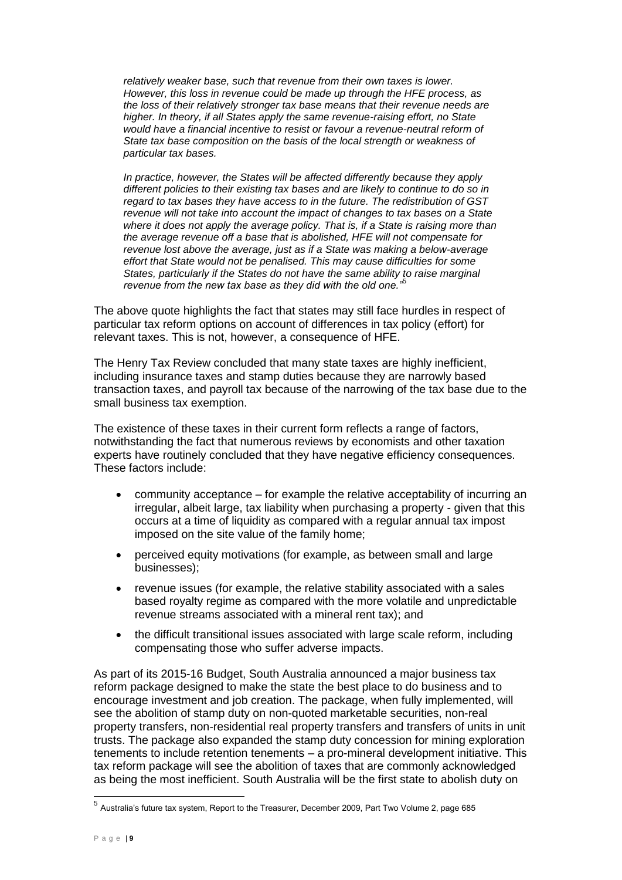*relatively weaker base, such that revenue from their own taxes is lower. However, this loss in revenue could be made up through the HFE process, as the loss of their relatively stronger tax base means that their revenue needs are higher. In theory, if all States apply the same revenue-raising effort, no State would have a financial incentive to resist or favour a revenue-neutral reform of State tax base composition on the basis of the local strength or weakness of particular tax bases.*

*In practice, however, the States will be affected differently because they apply different policies to their existing tax bases and are likely to continue to do so in regard to tax bases they have access to in the future. The redistribution of GST revenue will not take into account the impact of changes to tax bases on a State where it does not apply the average policy. That is, if a State is raising more than the average revenue off a base that is abolished, HFE will not compensate for revenue lost above the average, just as if a State was making a below-average effort that State would not be penalised. This may cause difficulties for some States, particularly if the States do not have the same ability to raise marginal revenue from the new tax base as they did with the old one."*[5]

The above quote highlights the fact that states may still face hurdles in respect of particular tax reform options on account of differences in tax policy (effort) for relevant taxes. This is not, however, a consequence of HFE.

The Henry Tax Review concluded that many state taxes are highly inefficient, including insurance taxes and stamp duties because they are narrowly based transaction taxes, and payroll tax because of the narrowing of the tax base due to the small business tax exemption.

The existence of these taxes in their current form reflects a range of factors, notwithstanding the fact that numerous reviews by economists and other taxation experts have routinely concluded that they have negative efficiency consequences. These factors include:

- community acceptance – for example the relative acceptability of incurring an irregular, albeit large, tax liability when purchasing a property - given that this occurs at a time of liquidity as compared with a regular annual tax impost imposed on the site value of the family home;
- perceived equity motivations (for example, as between small and large businesses);
- revenue issues (for example, the relative stability associated with a sales based royalty regime as compared with the more volatile and unpredictable revenue streams associated with a mineral rent tax); and
- the difficult transitional issues associated with large scale reform, including compensating those who suffer adverse impacts.

As part of its 2015-16 Budget, South Australia announced a major business tax reform package designed to make the state the best place to do business and to encourage investment and job creation. The package, when fully implemented, will see the abolition of stamp duty on non-quoted marketable securities, non-real property transfers, non-residential real property transfers and transfers of units in unit trusts. The package also expanded the stamp duty concession for mining exploration tenements to include retention tenements – a pro-mineral development initiative. This tax reform package will see the abolition of taxes that are commonly acknowledged as being the most inefficient. South Australia will be the first state to abolish duty on

[5] Australia's future tax system, Report to the Treasurer, December 2009, Part Two Volume 2, page 685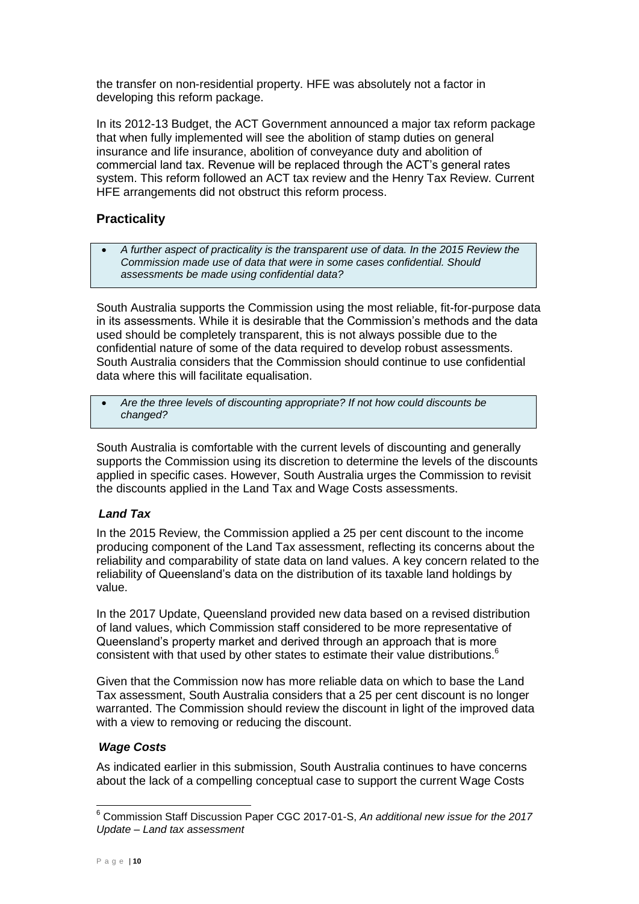the transfer on non-residential property. HFE was absolutely not a factor in developing this reform package.

In its 2012-13 Budget, the ACT Government announced a major tax reform package that when fully implemented will see the abolition of stamp duties on general insurance and life insurance, abolition of conveyance duty and abolition of commercial land tax. Revenue will be replaced through the ACT's general rates system. This reform followed an ACT tax review and the Henry Tax Review. Current HFE arrangements did not obstruct this reform process.

## Practicality

- *A further aspect of practicality is the transparent use of data. In the 2015 Review the Commission made use of data that were in some cases confidential. Should assessments be made using confidential data?*

South Australia supports the Commission using the most reliable, fit-for-purpose data in its assessments. While it is desirable that the Commission's methods and the data used should be completely transparent, this is not always possible due to the confidential nature of some of the data required to develop robust assessments. South Australia considers that the Commission should continue to use confidential data where this will facilitate equalisation.

- *Are the three levels of discounting appropriate? If not how could discounts be changed?*

South Australia is comfortable with the current levels of discounting and generally supports the Commission using its discretion to determine the levels of the discounts applied in specific cases. However, South Australia urges the Commission to revisit the discounts applied in the Land Tax and Wage Costs assessments.

### *Land Tax*

In the 2015 Review, the Commission applied a 25 per cent discount to the income producing component of the Land Tax assessment, reflecting its concerns about the reliability and comparability of state data on land values. A key concern related to the reliability of Queensland's data on the distribution of its taxable land holdings by value.

In the 2017 Update, Queensland provided new data based on a revised distribution of land values, which Commission staff considered to be more representative of Queensland's property market and derived through an approach that is more consistent with that used by other states to estimate their value distributions.[6]

Given that the Commission now has more reliable data on which to base the Land Tax assessment, South Australia considers that a 25 per cent discount is no longer warranted. The Commission should review the discount in light of the improved data with a view to removing or reducing the discount.

### *Wage Costs*

As indicated earlier in this submission, South Australia continues to have concerns about the lack of a compelling conceptual case to support the current Wage Costs

---

[6] Commission Staff Discussion Paper CGC 2017-01-S, *An additional new issue for the 2017 Update – Land tax assessment*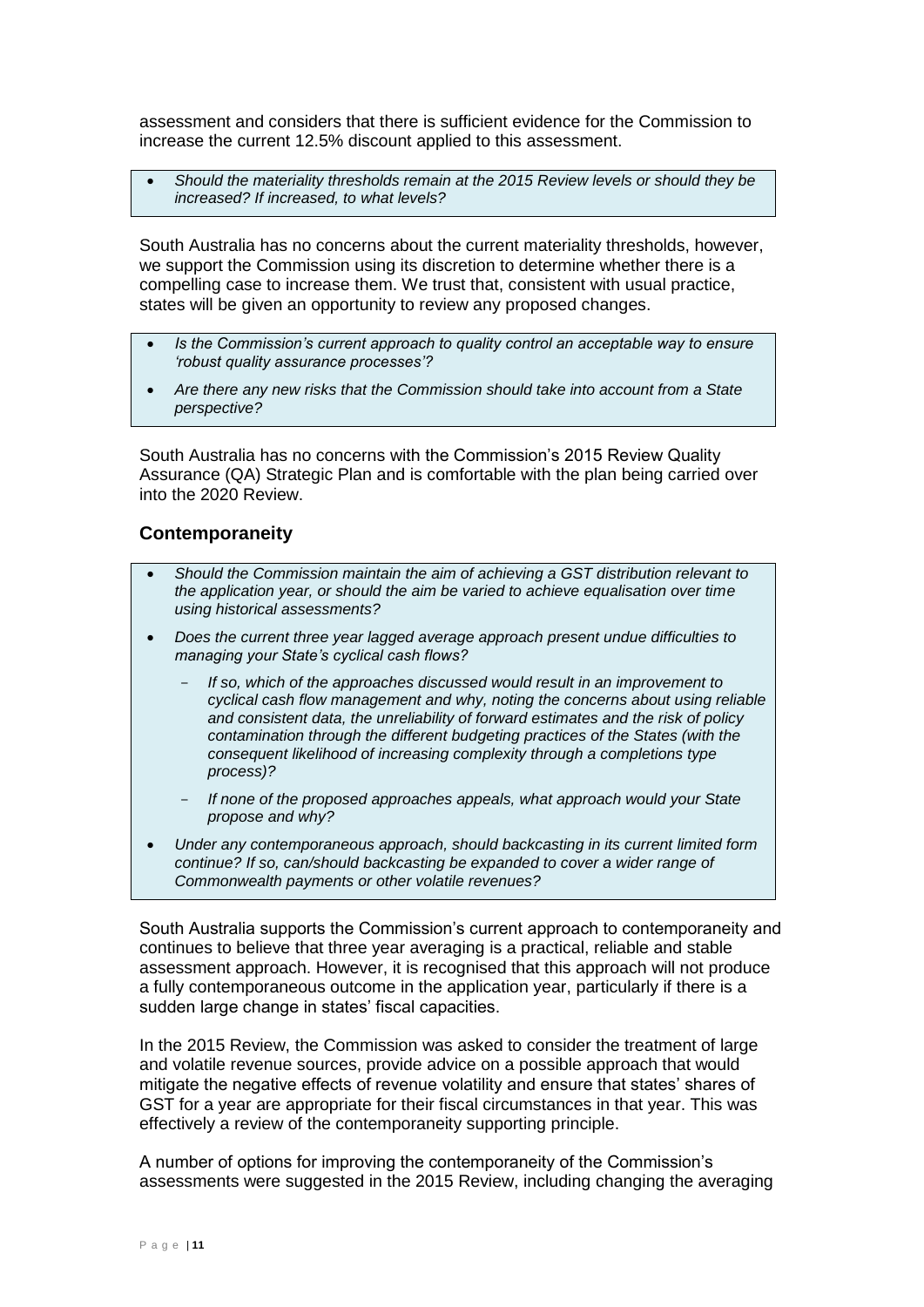assessment and considers that there is sufficient evidence for the Commission to increase the current 12.5% discount applied to this assessment.

- *Should the materiality thresholds remain at the 2015 Review levels or should they be increased? If increased, to what levels?*

South Australia has no concerns about the current materiality thresholds, however, we support the Commission using its discretion to determine whether there is a compelling case to increase them. We trust that, consistent with usual practice, states will be given an opportunity to review any proposed changes.

- *Is the Commission's current approach to quality control an acceptable way to ensure 'robust quality assurance processes'?*
- *Are there any new risks that the Commission should take into account from a State perspective?*

South Australia has no concerns with the Commission's 2015 Review Quality Assurance (QA) Strategic Plan and is comfortable with the plan being carried over into the 2020 Review.

## Contemporaneity

- *Should the Commission maintain the aim of achieving a GST distribution relevant to the application year, or should the aim be varied to achieve equalisation over time using historical assessments?*
- *Does the current three year lagged average approach present undue difficulties to managing your State's cyclical cash flows?*
  - *If so, which of the approaches discussed would result in an improvement to cyclical cash flow management and why, noting the concerns about using reliable and consistent data, the unreliability of forward estimates and the risk of policy contamination through the different budgeting practices of the States (with the consequent likelihood of increasing complexity through a completions type process)?*
  - *If none of the proposed approaches appeals, what approach would your State propose and why?*
- *Under any contemporaneous approach, should backcasting in its current limited form continue? If so, can/should backcasting be expanded to cover a wider range of Commonwealth payments or other volatile revenues?*

South Australia supports the Commission's current approach to contemporaneity and continues to believe that three year averaging is a practical, reliable and stable assessment approach. However, it is recognised that this approach will not produce a fully contemporaneous outcome in the application year, particularly if there is a sudden large change in states' fiscal capacities.

In the 2015 Review, the Commission was asked to consider the treatment of large and volatile revenue sources, provide advice on a possible approach that would mitigate the negative effects of revenue volatility and ensure that states' shares of GST for a year are appropriate for their fiscal circumstances in that year. This was effectively a review of the contemporaneity supporting principle.

A number of options for improving the contemporaneity of the Commission's assessments were suggested in the 2015 Review, including changing the averaging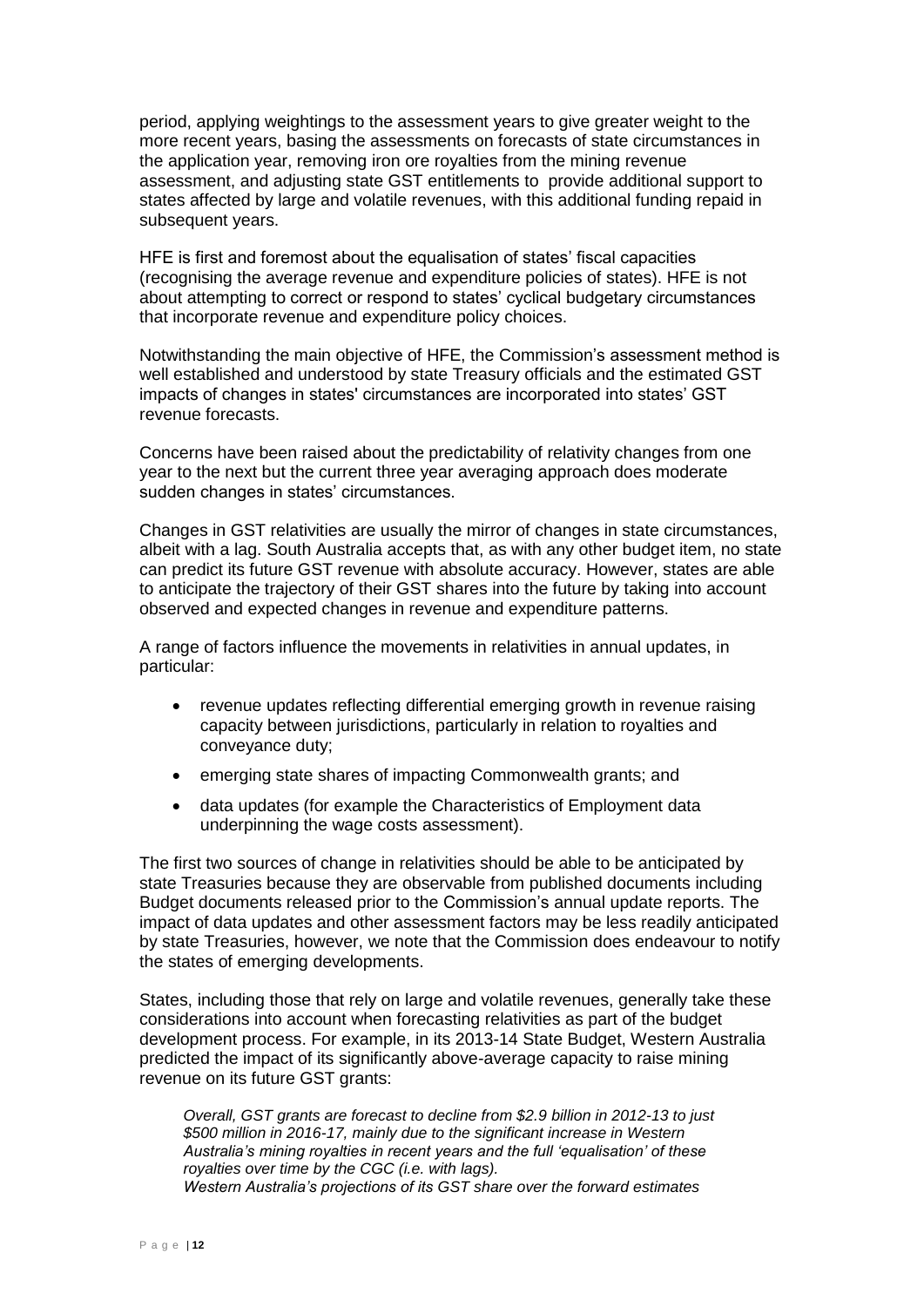period, applying weightings to the assessment years to give greater weight to the more recent years, basing the assessments on forecasts of state circumstances in the application year, removing iron ore royalties from the mining revenue assessment, and adjusting state GST entitlements to provide additional support to states affected by large and volatile revenues, with this additional funding repaid in subsequent years.

HFE is first and foremost about the equalisation of states' fiscal capacities (recognising the average revenue and expenditure policies of states). HFE is not about attempting to correct or respond to states' cyclical budgetary circumstances that incorporate revenue and expenditure policy choices.

Notwithstanding the main objective of HFE, the Commission's assessment method is well established and understood by state Treasury officials and the estimated GST impacts of changes in states' circumstances are incorporated into states' GST revenue forecasts.

Concerns have been raised about the predictability of relativity changes from one year to the next but the current three year averaging approach does moderate sudden changes in states' circumstances.

Changes in GST relativities are usually the mirror of changes in state circumstances, albeit with a lag. South Australia accepts that, as with any other budget item, no state can predict its future GST revenue with absolute accuracy. However, states are able to anticipate the trajectory of their GST shares into the future by taking into account observed and expected changes in revenue and expenditure patterns.

A range of factors influence the movements in relativities in annual updates, in particular:

- revenue updates reflecting differential emerging growth in revenue raising capacity between jurisdictions, particularly in relation to royalties and conveyance duty;
- emerging state shares of impacting Commonwealth grants; and
- data updates (for example the Characteristics of Employment data underpinning the wage costs assessment).

The first two sources of change in relativities should be able to be anticipated by state Treasuries because they are observable from published documents including Budget documents released prior to the Commission's annual update reports. The impact of data updates and other assessment factors may be less readily anticipated by state Treasuries, however, we note that the Commission does endeavour to notify the states of emerging developments.

States, including those that rely on large and volatile revenues, generally take these considerations into account when forecasting relativities as part of the budget development process. For example, in its 2013-14 State Budget, Western Australia predicted the impact of its significantly above-average capacity to raise mining revenue on its future GST grants:

> *Overall, GST grants are forecast to decline from $2.9 billion in 2012-13 to just $500 million in 2016-17, mainly due to the significant increase in Western Australia's mining royalties in recent years and the full 'equalisation' of these royalties over time by the CGC (i.e. with lags).*
> *Western Australia's projections of its GST share over the forward estimates*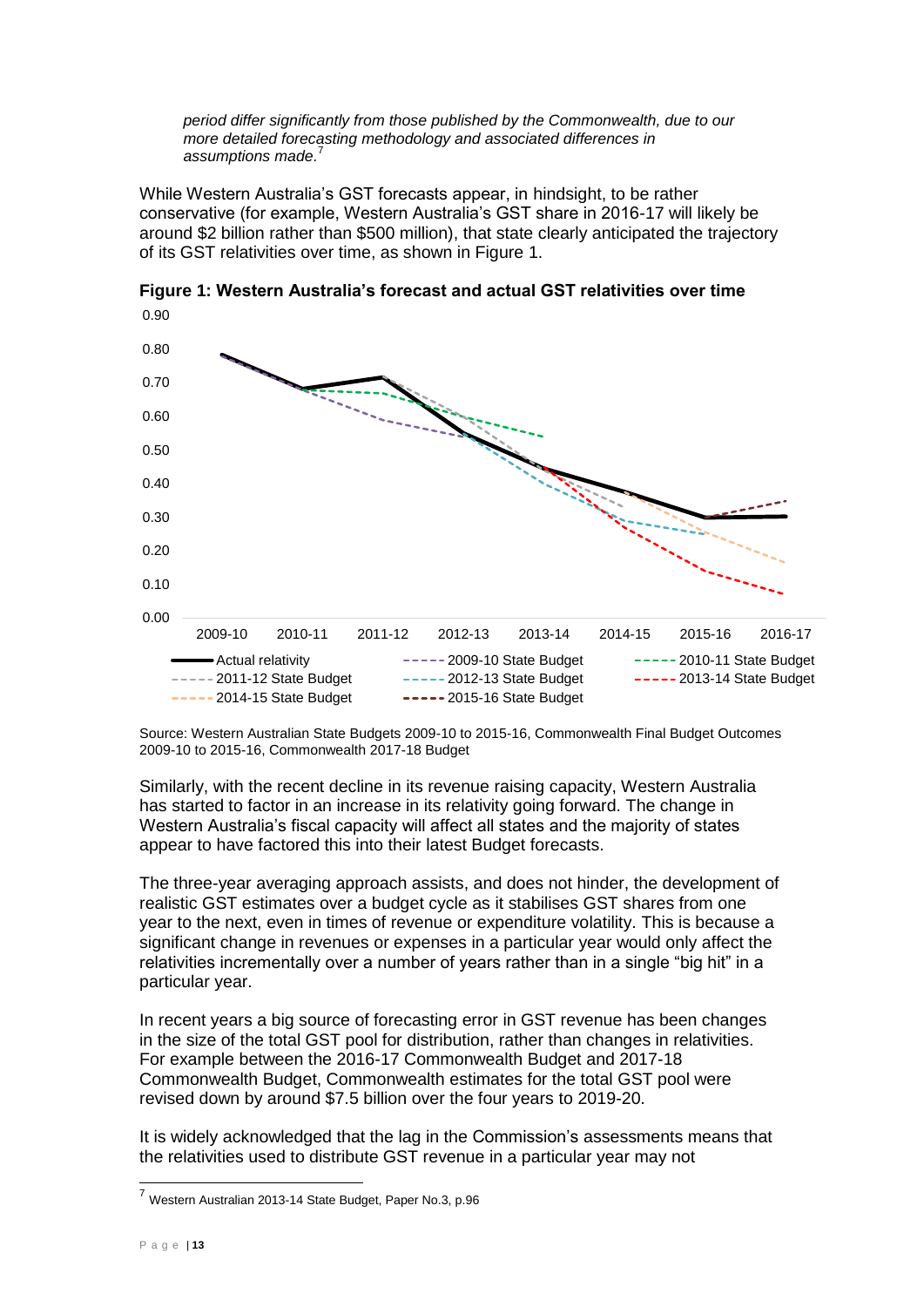*period differ significantly from those published by the Commonwealth, due to our more detailed forecasting methodology and associated differences in assumptions made.*[7]

While Western Australia's GST forecasts appear, in hindsight, to be rather conservative (for example, Western Australia's GST share in 2016-17 will likely be around $2 billion rather than $500 million), that state clearly anticipated the trajectory of its GST relativities over time, as shown in Figure 1.

**Figure 1: Western Australia's forecast and actual GST relativities over time**

Source: Western Australian State Budgets 2009-10 to 2015-16, Commonwealth Final Budget Outcomes 2009-10 to 2015-16, Commonwealth 2017-18 Budget

Similarly, with the recent decline in its revenue raising capacity, Western Australia has started to factor in an increase in its relativity going forward. The change in Western Australia's fiscal capacity will affect all states and the majority of states appear to have factored this into their latest Budget forecasts.

The three-year averaging approach assists, and does not hinder, the development of realistic GST estimates over a budget cycle as it stabilises GST shares from one year to the next, even in times of revenue or expenditure volatility. This is because a significant change in revenues or expenses in a particular year would only affect the relativities incrementally over a number of years rather than in a single "big hit" in a particular year.

In recent years a big source of forecasting error in GST revenue has been changes in the size of the total GST pool for distribution, rather than changes in relativities. For example between the 2016-17 Commonwealth Budget and 2017-18 Commonwealth Budget, Commonwealth estimates for the total GST pool were revised down by around $7.5 billion over the four years to 2019-20.

It is widely acknowledged that the lag in the Commission's assessments means that the relativities used to distribute GST revenue in a particular year may not

[7] Western Australian 2013-14 State Budget, Paper No.3, p.96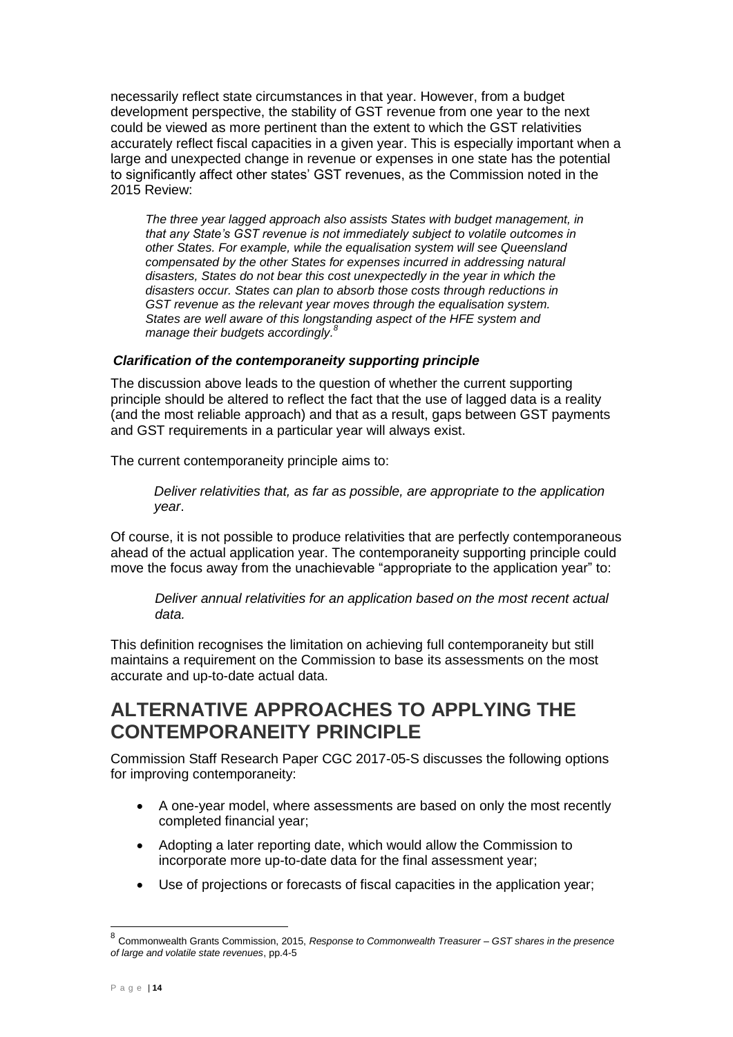necessarily reflect state circumstances in that year. However, from a budget development perspective, the stability of GST revenue from one year to the next could be viewed as more pertinent than the extent to which the GST relativities accurately reflect fiscal capacities in a given year. This is especially important when a large and unexpected change in revenue or expenses in one state has the potential to significantly affect other states' GST revenues, as the Commission noted in the 2015 Review:

> *The three year lagged approach also assists States with budget management, in that any State's GST revenue is not immediately subject to volatile outcomes in other States. For example, while the equalisation system will see Queensland compensated by the other States for expenses incurred in addressing natural disasters, States do not bear this cost unexpectedly in the year in which the disasters occur. States can plan to absorb those costs through reductions in GST revenue as the relevant year moves through the equalisation system. States are well aware of this longstanding aspect of the HFE system and manage their budgets accordingly.*[8]

### *Clarification of the contemporaneity supporting principle*

The discussion above leads to the question of whether the current supporting principle should be altered to reflect the fact that the use of lagged data is a reality (and the most reliable approach) and that as a result, gaps between GST payments and GST requirements in a particular year will always exist.

The current contemporaneity principle aims to:

> *Deliver relativities that, as far as possible, are appropriate to the application year*.

Of course, it is not possible to produce relativities that are perfectly contemporaneous ahead of the actual application year. The contemporaneity supporting principle could move the focus away from the unachievable "appropriate to the application year" to:

> *Deliver annual relativities for an application based on the most recent actual data.*

This definition recognises the limitation on achieving full contemporaneity but still maintains a requirement on the Commission to base its assessments on the most accurate and up-to-date actual data.

## ALTERNATIVE APPROACHES TO APPLYING THE CONTEMPORANEITY PRINCIPLE

Commission Staff Research Paper CGC 2017-05-S discusses the following options for improving contemporaneity:

- A one-year model, where assessments are based on only the most recently completed financial year;
- Adopting a later reporting date, which would allow the Commission to incorporate more up-to-date data for the final assessment year;
- Use of projections or forecasts of fiscal capacities in the application year;

---

[8] Commonwealth Grants Commission, 2015, *Response to Commonwealth Treasurer – GST shares in the presence of large and volatile state revenues*, pp.4-5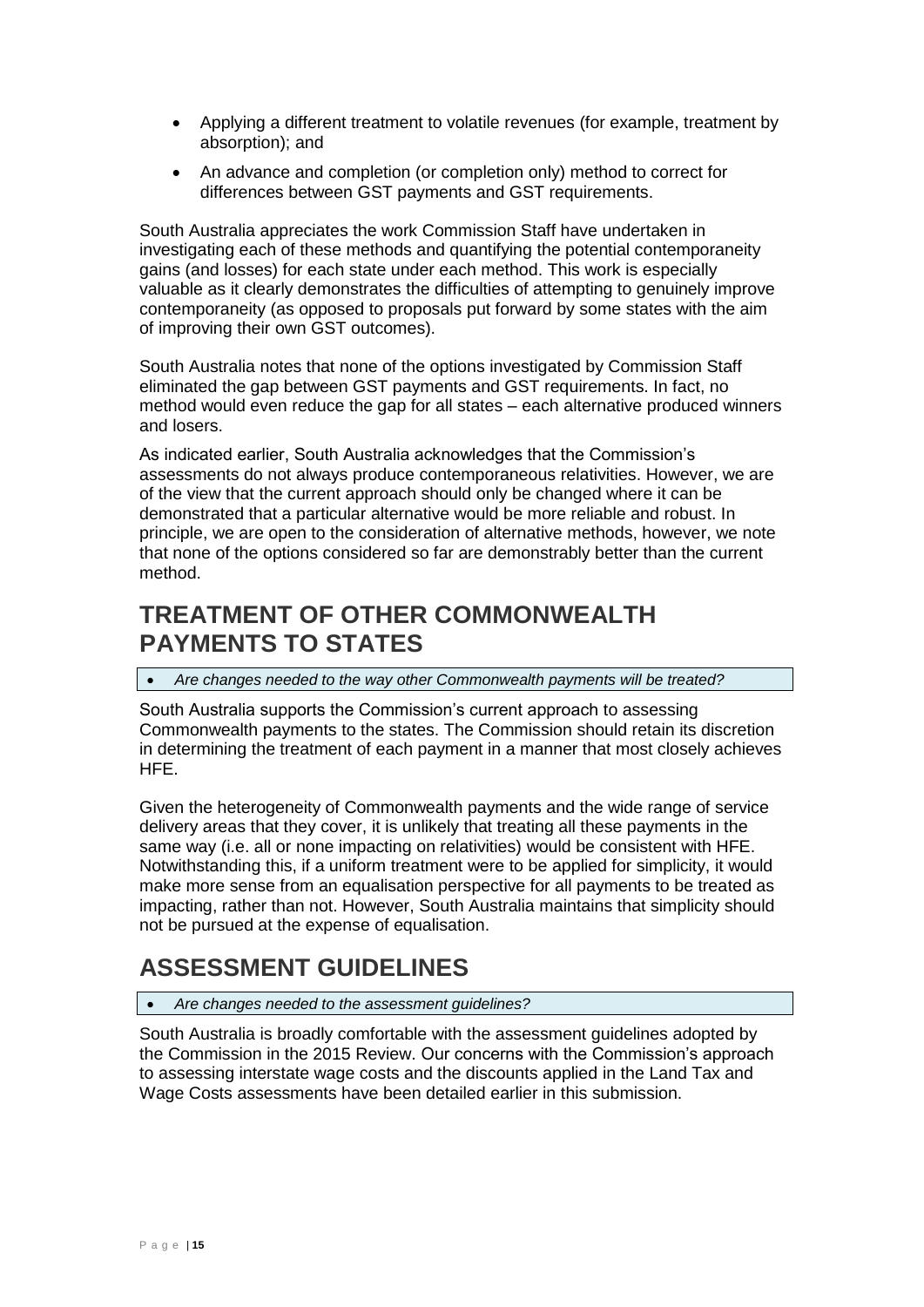- Applying a different treatment to volatile revenues (for example, treatment by absorption); and
- An advance and completion (or completion only) method to correct for differences between GST payments and GST requirements.

South Australia appreciates the work Commission Staff have undertaken in investigating each of these methods and quantifying the potential contemporaneity gains (and losses) for each state under each method. This work is especially valuable as it clearly demonstrates the difficulties of attempting to genuinely improve contemporaneity (as opposed to proposals put forward by some states with the aim of improving their own GST outcomes).

South Australia notes that none of the options investigated by Commission Staff eliminated the gap between GST payments and GST requirements. In fact, no method would even reduce the gap for all states – each alternative produced winners and losers.

As indicated earlier, South Australia acknowledges that the Commission's assessments do not always produce contemporaneous relativities. However, we are of the view that the current approach should only be changed where it can be demonstrated that a particular alternative would be more reliable and robust. In principle, we are open to the consideration of alternative methods, however, we note that none of the options considered so far are demonstrably better than the current method.

## TREATMENT OF OTHER COMMONWEALTH PAYMENTS TO STATES

- *Are changes needed to the way other Commonwealth payments will be treated?*

South Australia supports the Commission's current approach to assessing Commonwealth payments to the states. The Commission should retain its discretion in determining the treatment of each payment in a manner that most closely achieves HFE.

Given the heterogeneity of Commonwealth payments and the wide range of service delivery areas that they cover, it is unlikely that treating all these payments in the same way (i.e. all or none impacting on relativities) would be consistent with HFE. Notwithstanding this, if a uniform treatment were to be applied for simplicity, it would make more sense from an equalisation perspective for all payments to be treated as impacting, rather than not. However, South Australia maintains that simplicity should not be pursued at the expense of equalisation.

## ASSESSMENT GUIDELINES

- *Are changes needed to the assessment guidelines?*

South Australia is broadly comfortable with the assessment guidelines adopted by the Commission in the 2015 Review. Our concerns with the Commission's approach to assessing interstate wage costs and the discounts applied in the Land Tax and Wage Costs assessments have been detailed earlier in this submission.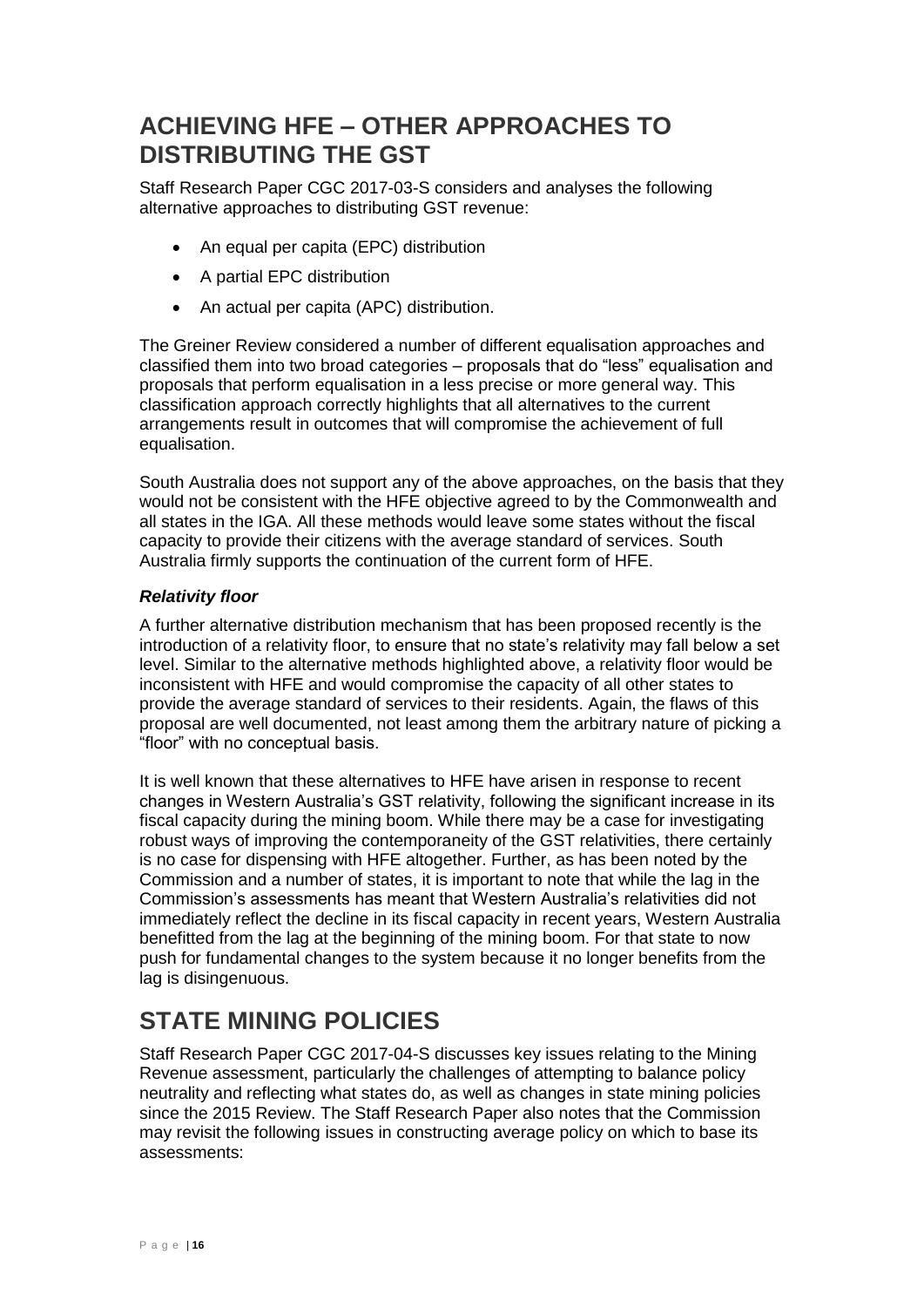## ACHIEVING HFE – OTHER APPROACHES TO DISTRIBUTING THE GST

Staff Research Paper CGC 2017-03-S considers and analyses the following alternative approaches to distributing GST revenue:

- An equal per capita (EPC) distribution
- A partial EPC distribution
- An actual per capita (APC) distribution.

The Greiner Review considered a number of different equalisation approaches and classified them into two broad categories – proposals that do "less" equalisation and proposals that perform equalisation in a less precise or more general way. This classification approach correctly highlights that all alternatives to the current arrangements result in outcomes that will compromise the achievement of full equalisation.

South Australia does not support any of the above approaches, on the basis that they would not be consistent with the HFE objective agreed to by the Commonwealth and all states in the IGA. All these methods would leave some states without the fiscal capacity to provide their citizens with the average standard of services. South Australia firmly supports the continuation of the current form of HFE.

### *Relativity floor*

A further alternative distribution mechanism that has been proposed recently is the introduction of a relativity floor, to ensure that no state's relativity may fall below a set level. Similar to the alternative methods highlighted above, a relativity floor would be inconsistent with HFE and would compromise the capacity of all other states to provide the average standard of services to their residents. Again, the flaws of this proposal are well documented, not least among them the arbitrary nature of picking a "floor" with no conceptual basis.

It is well known that these alternatives to HFE have arisen in response to recent changes in Western Australia's GST relativity, following the significant increase in its fiscal capacity during the mining boom. While there may be a case for investigating robust ways of improving the contemporaneity of the GST relativities, there certainly is no case for dispensing with HFE altogether. Further, as has been noted by the Commission and a number of states, it is important to note that while the lag in the Commission's assessments has meant that Western Australia's relativities did not immediately reflect the decline in its fiscal capacity in recent years, Western Australia benefitted from the lag at the beginning of the mining boom. For that state to now push for fundamental changes to the system because it no longer benefits from the lag is disingenuous.

## STATE MINING POLICIES

Staff Research Paper CGC 2017-04-S discusses key issues relating to the Mining Revenue assessment, particularly the challenges of attempting to balance policy neutrality and reflecting what states do, as well as changes in state mining policies since the 2015 Review. The Staff Research Paper also notes that the Commission may revisit the following issues in constructing average policy on which to base its assessments: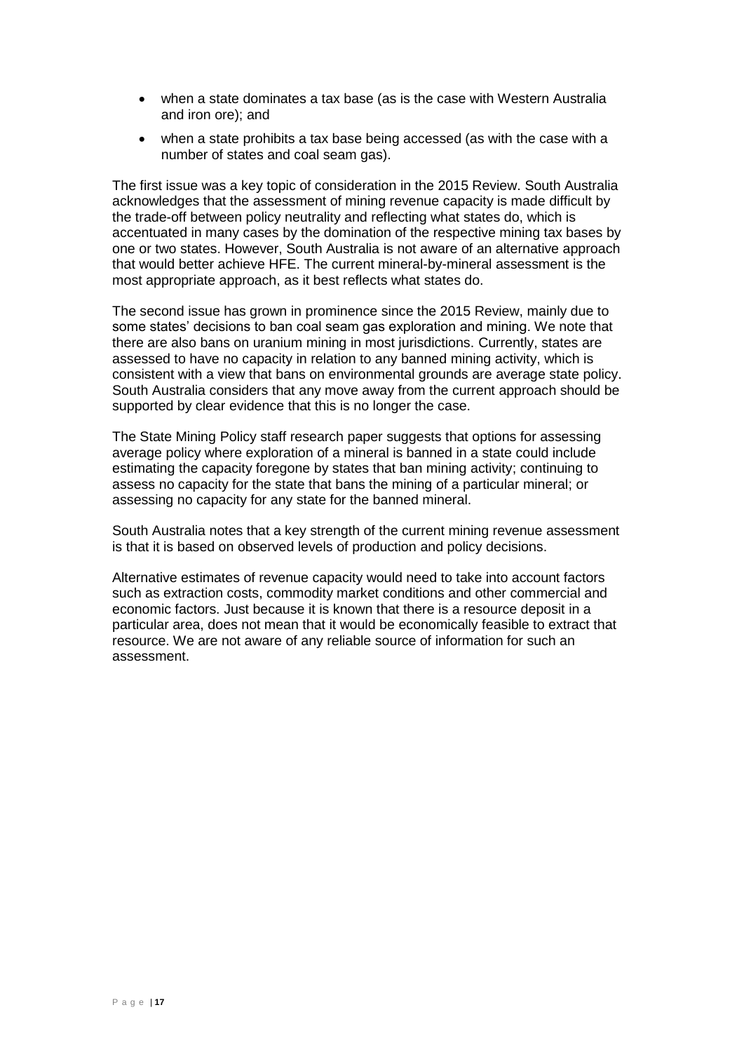- when a state dominates a tax base (as is the case with Western Australia and iron ore); and
- when a state prohibits a tax base being accessed (as with the case with a number of states and coal seam gas).

The first issue was a key topic of consideration in the 2015 Review. South Australia acknowledges that the assessment of mining revenue capacity is made difficult by the trade-off between policy neutrality and reflecting what states do, which is accentuated in many cases by the domination of the respective mining tax bases by one or two states. However, South Australia is not aware of an alternative approach that would better achieve HFE. The current mineral-by-mineral assessment is the most appropriate approach, as it best reflects what states do.

The second issue has grown in prominence since the 2015 Review, mainly due to some states' decisions to ban coal seam gas exploration and mining. We note that there are also bans on uranium mining in most jurisdictions. Currently, states are assessed to have no capacity in relation to any banned mining activity, which is consistent with a view that bans on environmental grounds are average state policy. South Australia considers that any move away from the current approach should be supported by clear evidence that this is no longer the case.

The State Mining Policy staff research paper suggests that options for assessing average policy where exploration of a mineral is banned in a state could include estimating the capacity foregone by states that ban mining activity; continuing to assess no capacity for the state that bans the mining of a particular mineral; or assessing no capacity for any state for the banned mineral.

South Australia notes that a key strength of the current mining revenue assessment is that it is based on observed levels of production and policy decisions.

Alternative estimates of revenue capacity would need to take into account factors such as extraction costs, commodity market conditions and other commercial and economic factors. Just because it is known that there is a resource deposit in a particular area, does not mean that it would be economically feasible to extract that resource. We are not aware of any reliable source of information for such an assessment.